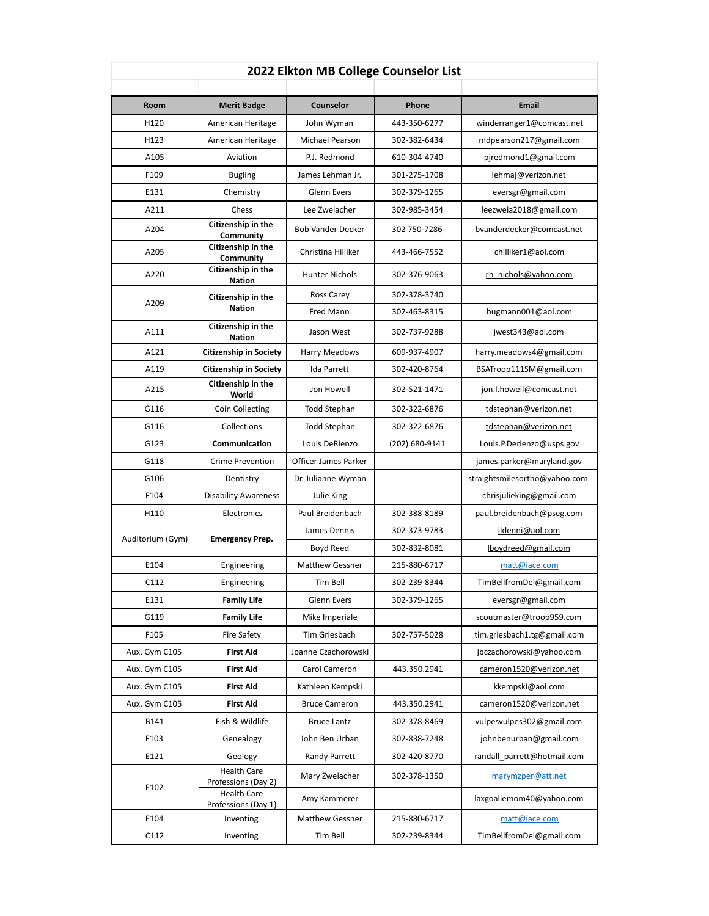# 2022 Elkton MB College Counselor List

| Room | Merit Badge | Counselor | Phone | Email |
|---|---|---|---|---|
| H120 | American Heritage | John Wyman | 443-350-6277 | winderranger1@comcast.net |
| H123 | American Heritage | Michael Pearson | 302-382-6434 | mdpearson217@gmail.com |
| A105 | Aviation | P.J. Redmond | 610-304-4740 | pjredmond1@gmail.com |
| F109 | Bugling | James Lehman Jr. | 301-275-1708 | lehmaj@verizon.net |
| E131 | Chemistry | Glenn Evers | 302-379-1265 | eversgr@gmail.com |
| A211 | Chess | Lee Zweiacher | 302-985-3454 | leezweia2018@gmail.com |
| A204 | **Citizenship in the Community** | Bob Vander Decker | 302 750-7286 | bvanderdecker@comcast.net |
| A205 | **Citizenship in the Community** | Christina Hilliker | 443-466-7552 | chilliker1@aol.com |
| A220 | **Citizenship in the Nation** | Hunter Nichols | 302-376-9063 | rh_nichols@yahoo.com |
| A209 | **Citizenship in the Nation** | Ross Carey | 302-378-3740 | |
| | | Fred Mann | 302-463-8315 | bugmann001@aol.com |
| A111 | **Citizenship in the Nation** | Jason West | 302-737-9288 | jwest343@aol.com |
| A121 | **Citizenship in Society** | Harry Meadows | 609-937-4907 | harry.meadows4@gmail.com |
| A119 | **Citizenship in Society** | Ida Parrett | 302-420-8764 | BSATroop111SM@gmail.com |
| A215 | **Citizenship in the World** | Jon Howell | 302-521-1471 | jon.l.howell@comcast.net |
| G116 | Coin Collecting | Todd Stephan | 302-322-6876 | tdstephan@verizon.net |
| G116 | Collections | Todd Stephan | 302-322-6876 | tdstephan@verizon.net |
| G123 | **Communication** | Louis DeRienzo | (202) 680-9141 | Louis.P.Derienzo@usps.gov |
| G118 | Crime Prevention | Officer James Parker | | james.parker@maryland.gov |
| G106 | Dentistry | Dr. Julianne Wyman | | straightsmilesortho@yahoo.com |
| F104 | Disability Awareness | Julie King | | chrisjulieking@gmail.com |
| H110 | Electronics | Paul Breidenbach | 302-388-8189 | paul.breidenbach@pseg.com |
| Auditorium (Gym) | **Emergency Prep.** | James Dennis | 302-373-9783 | jldenni@aol.com |
| | | Boyd Reed | 302-832-8081 | lboydreed@gmail.com |
| E104 | Engineering | Matthew Gessner | 215-880-6717 | matt@iace.com |
| C112 | Engineering | Tim Bell | 302-239-8344 | TimBellfromDel@gmail.com |
| E131 | **Family Life** | Glenn Evers | 302-379-1265 | eversgr@gmail.com |
| G119 | **Family Life** | Mike Imperiale | | scoutmaster@troop959.com |
| F105 | Fire Safety | Tim Griesbach | 302-757-5028 | tim.griesbach1.tg@gmail.com |
| Aux. Gym C105 | **First Aid** | Joanne Czachorowski | | jbczachorowski@yahoo.com |
| Aux. Gym C105 | **First Aid** | Carol Cameron | 443.350.2941 | cameron1520@verizon.net |
| Aux. Gym C105 | **First Aid** | Kathleen Kempski | | kkempski@aol.com |
| Aux. Gym C105 | **First Aid** | Bruce Cameron | 443.350.2941 | cameron1520@verizon.net |
| B141 | Fish & Wildlife | Bruce Lantz | 302-378-8469 | vulpesvulpes302@gmail.com |
| F103 | Genealogy | John Ben Urban | 302-838-7248 | johnbenurban@gmail.com |
| E121 | Geology | Randy Parrett | 302-420-8770 | randall_parrett@hotmail.com |
| E102 | Health Care Professions (Day 2) | Mary Zweiacher | 302-378-1350 | marymzper@att.net |
| | Health Care Professions (Day 1) | Amy Kammerer | | laxgoaliemom40@yahoo.com |
| E104 | Inventing | Matthew Gessner | 215-880-6717 | matt@iace.com |
| C112 | Inventing | Tim Bell | 302-239-8344 | TimBellfromDel@gmail.com |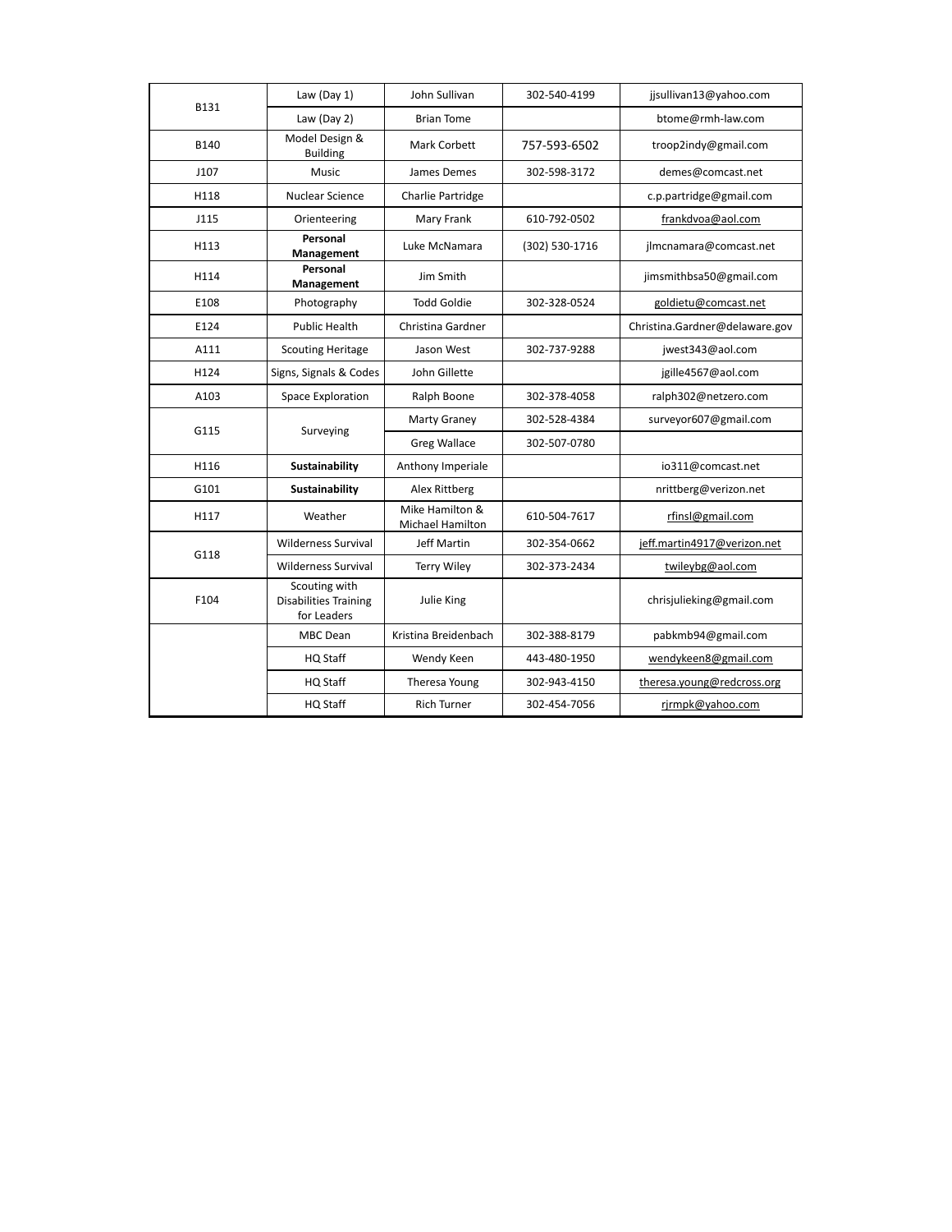| | | | | |
|---|---|---|---|---|
| B131 | Law (Day 1) | John Sullivan | 302-540-4199 | jjsullivan13@yahoo.com |
| | Law (Day 2) | Brian Tome | | btome@rmh-law.com |
| B140 | Model Design & Building | Mark Corbett | 757-593-6502 | troop2indy@gmail.com |
| J107 | Music | James Demes | 302-598-3172 | demes@comcast.net |
| H118 | Nuclear Science | Charlie Partridge | | c.p.partridge@gmail.com |
| J115 | Orienteering | Mary Frank | 610-792-0502 | frankdvoa@aol.com |
| H113 | **Personal Management** | Luke McNamara | (302) 530-1716 | jlmcnamara@comcast.net |
| H114 | **Personal Management** | Jim Smith | | jimsmithbsa50@gmail.com |
| E108 | Photography | Todd Goldie | 302-328-0524 | goldietu@comcast.net |
| E124 | Public Health | Christina Gardner | | Christina.Gardner@delaware.gov |
| A111 | Scouting Heritage | Jason West | 302-737-9288 | jwest343@aol.com |
| H124 | Signs, Signals & Codes | John Gillette | | jgille4567@aol.com |
| A103 | Space Exploration | Ralph Boone | 302-378-4058 | ralph302@netzero.com |
| G115 | Surveying | Marty Graney | 302-528-4384 | surveyor607@gmail.com |
| | | Greg Wallace | 302-507-0780 | |
| H116 | **Sustainability** | Anthony Imperiale | | io311@comcast.net |
| G101 | **Sustainability** | Alex Rittberg | | nrittberg@verizon.net |
| H117 | Weather | Mike Hamilton & Michael Hamilton | 610-504-7617 | rfinsl@gmail.com |
| G118 | Wilderness Survival | Jeff Martin | 302-354-0662 | jeff.martin4917@verizon.net |
| | Wilderness Survival | Terry Wiley | 302-373-2434 | twileybg@aol.com |
| F104 | Scouting with Disabilities Training for Leaders | Julie King | | chrisjulieking@gmail.com |
| | MBC Dean | Kristina Breidenbach | 302-388-8179 | pabkmb94@gmail.com |
| | HQ Staff | Wendy Keen | 443-480-1950 | wendykeen8@gmail.com |
| | HQ Staff | Theresa Young | 302-943-4150 | theresa.young@redcross.org |
| | HQ Staff | Rich Turner | 302-454-7056 | rjrmpk@yahoo.com |